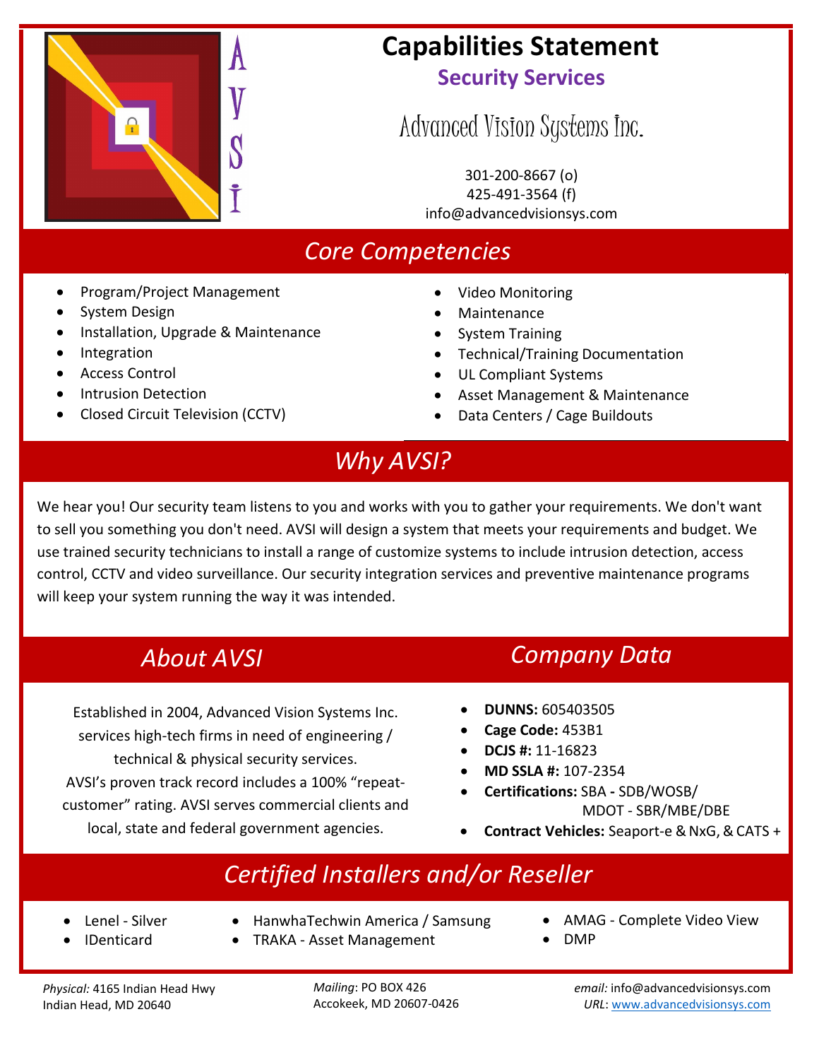AVSI

# Capabilities Statement

## Security Services

Advanced Vision Systems Inc.

301-200-8667 (o)
425-491-3564 (f)
info@advancedvisionsys.com

## *Core Competencies*

- Program/Project Management
- System Design
- Installation, Upgrade & Maintenance
- Integration
- Access Control
- Intrusion Detection
- Closed Circuit Television (CCTV)
- Video Monitoring
- Maintenance
- System Training
- Technical/Training Documentation
- UL Compliant Systems
- Asset Management & Maintenance
- Data Centers / Cage Buildouts

## *Why AVSI?*

We hear you! Our security team listens to you and works with you to gather your requirements. We don't want to sell you something you don't need. AVSI will design a system that meets your requirements and budget. We use trained security technicians to install a range of customize systems to include intrusion detection, access control, CCTV and video surveillance. Our security integration services and preventive maintenance programs will keep your system running the way it was intended.

## *About AVSI*

Established in 2004, Advanced Vision Systems Inc. services high-tech firms in need of engineering / technical & physical security services. AVSI's proven track record includes a 100% "repeat-customer" rating. AVSI serves commercial clients and local, state and federal government agencies.

## *Company Data*

- **DUNNS:** 605403505
- **Cage Code:** 453B1
- **DCJS #:** 11-16823
- **MD SSLA #:** 107-2354
- **Certifications:** SBA - SDB/WOSB/ MDOT - SBR/MBE/DBE
- **Contract Vehicles:** Seaport-e & NxG, & CATS +

## *Certified Installers and/or Reseller*

- Lenel - Silver
- IDenticard
- HanwhaTechwin America / Samsung
- TRAKA - Asset Management
- AMAG - Complete Video View
- DMP

*Physical:* 4165 Indian Head Hwy
Indian Head, MD 20640

*Mailing*: PO BOX 426
Accokeek, MD 20607-0426

*email:* info@advancedvisionsys.com
*URL*: www.advancedvisionsys.com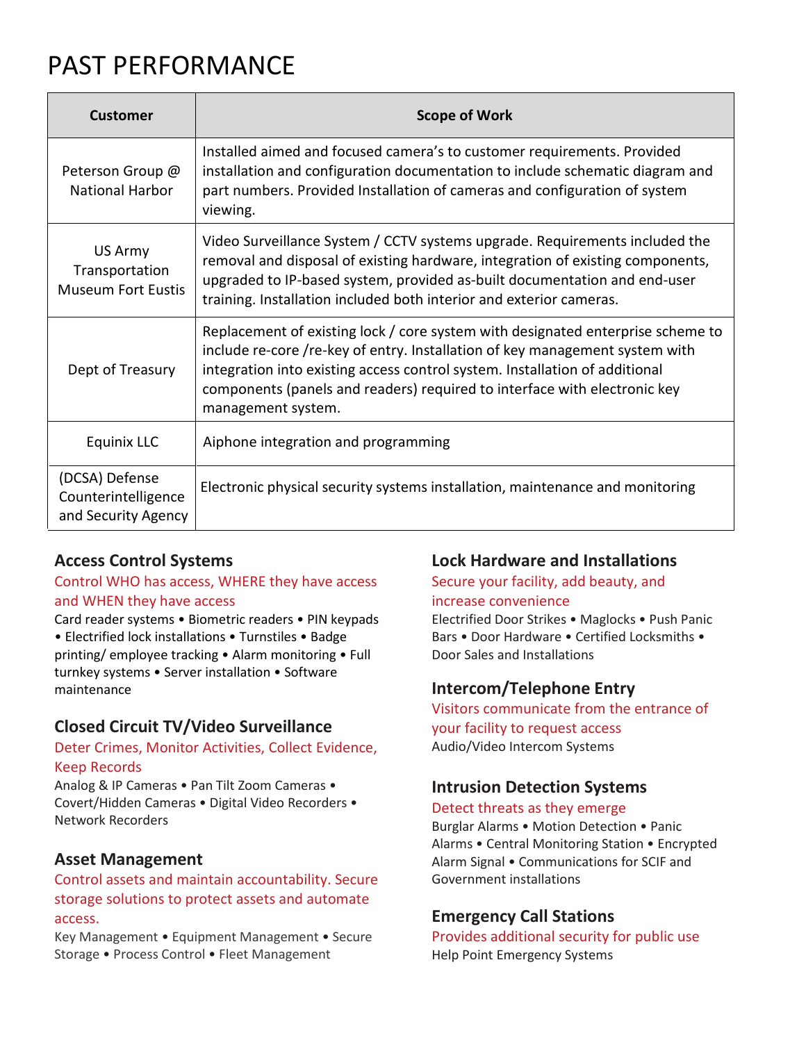# PAST PERFORMANCE

| Customer | Scope of Work |
|---|---|
| Peterson Group @ National Harbor | Installed aimed and focused camera's to customer requirements. Provided installation and configuration documentation to include schematic diagram and part numbers. Provided Installation of cameras and configuration of system viewing. |
| US Army Transportation Museum Fort Eustis | Video Surveillance System / CCTV systems upgrade. Requirements included the removal and disposal of existing hardware, integration of existing components, upgraded to IP-based system, provided as-built documentation and end-user training. Installation included both interior and exterior cameras. |
| Dept of Treasury | Replacement of existing lock / core system with designated enterprise scheme to include re-core /re-key of entry. Installation of key management system with integration into existing access control system. Installation of additional components (panels and readers) required to interface with electronic key management system. |
| Equinix LLC | Aiphone integration and programming |
| (DCSA) Defense Counterintelligence and Security Agency | Electronic physical security systems installation, maintenance and monitoring |

## Access Control Systems

Control WHO has access, WHERE they have access and WHEN they have access

Card reader systems • Biometric readers • PIN keypads • Electrified lock installations • Turnstiles • Badge printing/ employee tracking • Alarm monitoring • Full turnkey systems • Server installation • Software maintenance

## Closed Circuit TV/Video Surveillance

Deter Crimes, Monitor Activities, Collect Evidence, Keep Records

Analog & IP Cameras • Pan Tilt Zoom Cameras • Covert/Hidden Cameras • Digital Video Recorders • Network Recorders

## Asset Management

Control assets and maintain accountability. Secure storage solutions to protect assets and automate access.

Key Management • Equipment Management • Secure Storage • Process Control • Fleet Management

## Lock Hardware and Installations

Secure your facility, add beauty, and increase convenience

Electrified Door Strikes • Maglocks • Push Panic Bars • Door Hardware • Certified Locksmiths • Door Sales and Installations

## Intercom/Telephone Entry

Visitors communicate from the entrance of your facility to request access

Audio/Video Intercom Systems

## Intrusion Detection Systems

Detect threats as they emerge

Burglar Alarms • Motion Detection • Panic Alarms • Central Monitoring Station • Encrypted Alarm Signal • Communications for SCIF and Government installations

## Emergency Call Stations

Provides additional security for public use

Help Point Emergency Systems